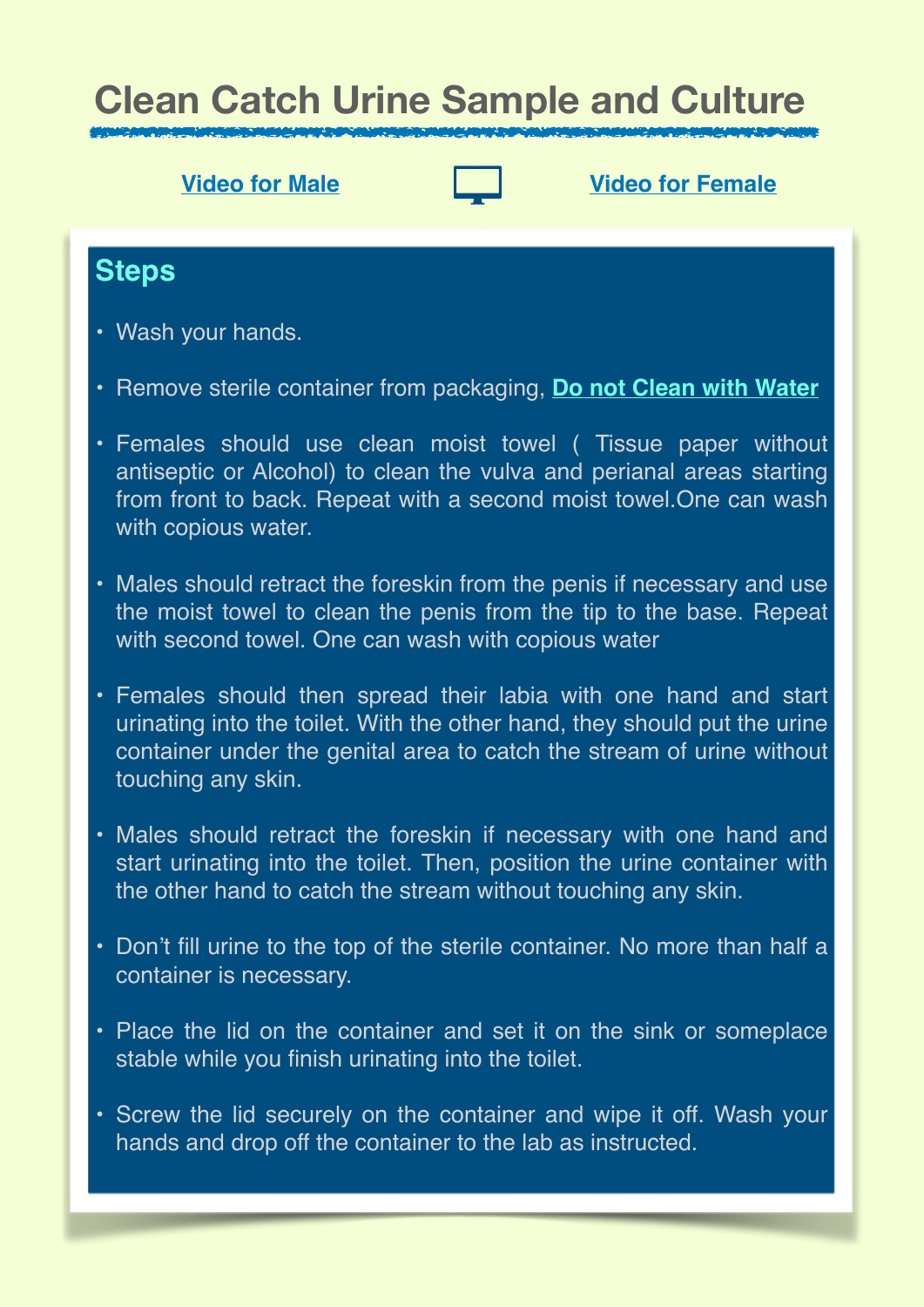# Clean Catch Urine Sample and Culture

**Video for Male** **Video for Female**

## Steps

- Wash your hands.
- Remove sterile container from packaging, **Do not Clean with Water**
- Females should use clean moist towel ( Tissue paper without antiseptic or Alcohol) to clean the vulva and perianal areas starting from front to back. Repeat with a second moist towel.One can wash with copious water.
- Males should retract the foreskin from the penis if necessary and use the moist towel to clean the penis from the tip to the base. Repeat with second towel. One can wash with copious water
- Females should then spread their labia with one hand and start urinating into the toilet. With the other hand, they should put the urine container under the genital area to catch the stream of urine without touching any skin.
- Males should retract the foreskin if necessary with one hand and start urinating into the toilet. Then, position the urine container with the other hand to catch the stream without touching any skin.
- Don't fill urine to the top of the sterile container. No more than half a container is necessary.
- Place the lid on the container and set it on the sink or someplace stable while you finish urinating into the toilet.
- Screw the lid securely on the container and wipe it off. Wash your hands and drop off the container to the lab as instructed.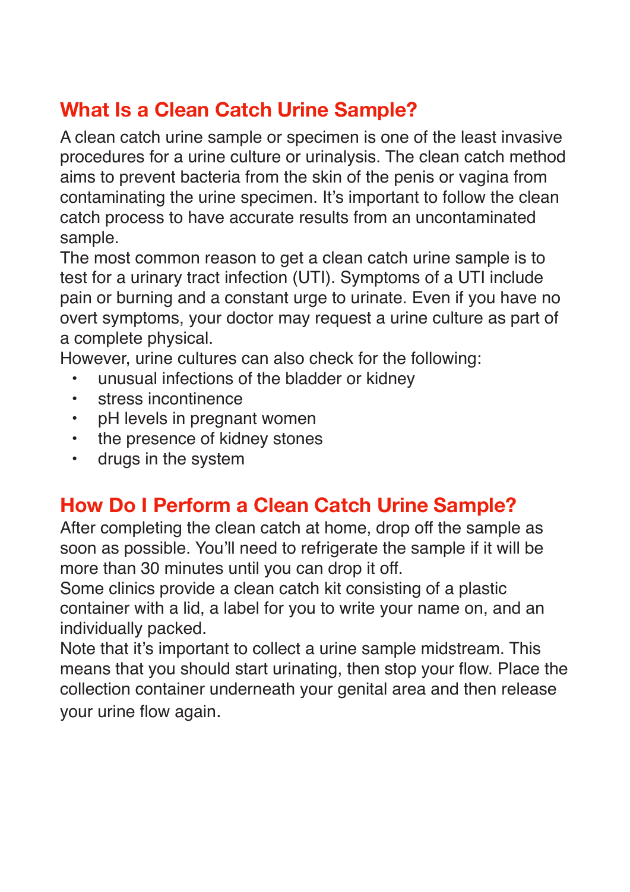## What Is a Clean Catch Urine Sample?

A clean catch urine sample or specimen is one of the least invasive procedures for a urine culture or urinalysis. The clean catch method aims to prevent bacteria from the skin of the penis or vagina from contaminating the urine specimen. It's important to follow the clean catch process to have accurate results from an uncontaminated sample.

The most common reason to get a clean catch urine sample is to test for a urinary tract infection (UTI). Symptoms of a UTI include pain or burning and a constant urge to urinate. Even if you have no overt symptoms, your doctor may request a urine culture as part of a complete physical.

However, urine cultures can also check for the following:

- unusual infections of the bladder or kidney
- stress incontinence
- pH levels in pregnant women
- the presence of kidney stones
- drugs in the system

## How Do I Perform a Clean Catch Urine Sample?

After completing the clean catch at home, drop off the sample as soon as possible. You'll need to refrigerate the sample if it will be more than 30 minutes until you can drop it off.

Some clinics provide a clean catch kit consisting of a plastic container with a lid, a label for you to write your name on, and an individually packed.

Note that it's important to collect a urine sample midstream. This means that you should start urinating, then stop your flow. Place the collection container underneath your genital area and then release your urine flow again.